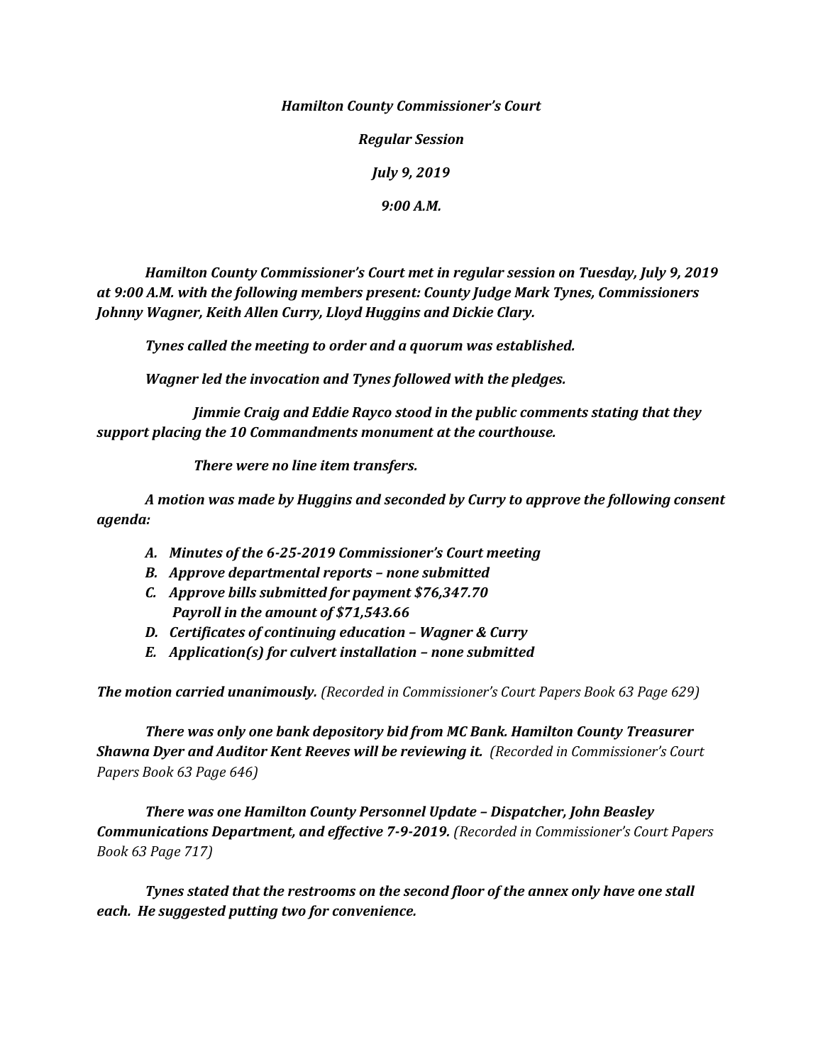***Hamilton County Commissioner's Court***

***Regular Session***

***July 9, 2019***

***9:00 A.M.***

***Hamilton County Commissioner's Court met in regular session on Tuesday, July 9, 2019 at 9:00 A.M. with the following members present: County Judge Mark Tynes, Commissioners Johnny Wagner, Keith Allen Curry, Lloyd Huggins and Dickie Clary.***

***Tynes called the meeting to order and a quorum was established.***

***Wagner led the invocation and Tynes followed with the pledges.***

***Jimmie Craig and Eddie Rayco stood in the public comments stating that they support placing the 10 Commandments monument at the courthouse.***

***There were no line item transfers.***

***A motion was made by Huggins and seconded by Curry to approve the following consent agenda:***

- ***A. Minutes of the 6-25-2019 Commissioner's Court meeting***
- ***B. Approve departmental reports – none submitted***
- ***C. Approve bills submitted for payment $76,347.70 Payroll in the amount of $71,543.66***
- ***D. Certificates of continuing education – Wagner & Curry***
- ***E. Application(s) for culvert installation – none submitted***

***The motion carried unanimously.*** *(Recorded in Commissioner's Court Papers Book 63 Page 629)*

***There was only one bank depository bid from MC Bank. Hamilton County Treasurer Shawna Dyer and Auditor Kent Reeves will be reviewing it.*** *(Recorded in Commissioner's Court Papers Book 63 Page 646)*

***There was one Hamilton County Personnel Update – Dispatcher, John Beasley Communications Department, and effective 7-9-2019.*** *(Recorded in Commissioner's Court Papers Book 63 Page 717)*

***Tynes stated that the restrooms on the second floor of the annex only have one stall each. He suggested putting two for convenience.***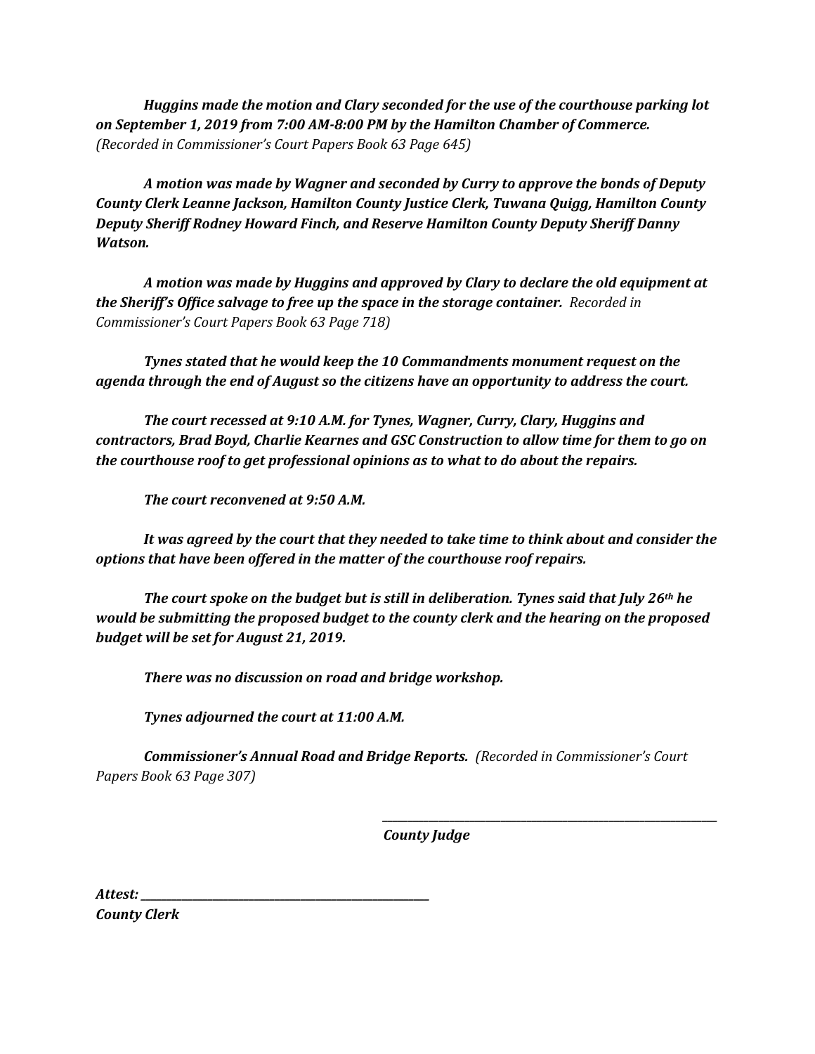***Huggins made the motion and Clary seconded for the use of the courthouse parking lot on September 1, 2019 from 7:00 AM-8:00 PM by the Hamilton Chamber of Commerce.*** *(Recorded in Commissioner's Court Papers Book 63 Page 645)*

***A motion was made by Wagner and seconded by Curry to approve the bonds of Deputy County Clerk Leanne Jackson, Hamilton County Justice Clerk, Tuwana Quigg, Hamilton County Deputy Sheriff Rodney Howard Finch, and Reserve Hamilton County Deputy Sheriff Danny Watson.***

***A motion was made by Huggins and approved by Clary to declare the old equipment at the Sheriff's Office salvage to free up the space in the storage container.*** *Recorded in Commissioner's Court Papers Book 63 Page 718)*

***Tynes stated that he would keep the 10 Commandments monument request on the agenda through the end of August so the citizens have an opportunity to address the court.***

***The court recessed at 9:10 A.M. for Tynes, Wagner, Curry, Clary, Huggins and contractors, Brad Boyd, Charlie Kearnes and GSC Construction to allow time for them to go on the courthouse roof to get professional opinions as to what to do about the repairs.***

***The court reconvened at 9:50 A.M.***

***It was agreed by the court that they needed to take time to think about and consider the options that have been offered in the matter of the courthouse roof repairs.***

***The court spoke on the budget but is still in deliberation. Tynes said that July 26th he would be submitting the proposed budget to the county clerk and the hearing on the proposed budget will be set for August 21, 2019.***

***There was no discussion on road and bridge workshop.***

***Tynes adjourned the court at 11:00 A.M.***

***Commissioner's Annual Road and Bridge Reports.*** *(Recorded in Commissioner's Court Papers Book 63 Page 307)*

______________________________
***County Judge***

***Attest: ______________________________***
***County Clerk***